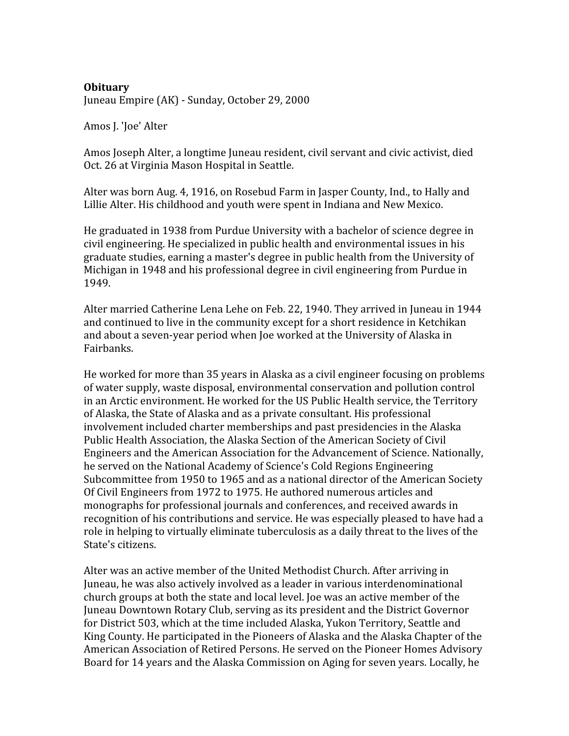**Obituary**

Juneau Empire (AK) - Sunday, October 29, 2000

Amos J. 'Joe' Alter

Amos Joseph Alter, a longtime Juneau resident, civil servant and civic activist, died Oct. 26 at Virginia Mason Hospital in Seattle.

Alter was born Aug. 4, 1916, on Rosebud Farm in Jasper County, Ind., to Hally and Lillie Alter. His childhood and youth were spent in Indiana and New Mexico.

He graduated in 1938 from Purdue University with a bachelor of science degree in civil engineering. He specialized in public health and environmental issues in his graduate studies, earning a master's degree in public health from the University of Michigan in 1948 and his professional degree in civil engineering from Purdue in 1949.

Alter married Catherine Lena Lehe on Feb. 22, 1940. They arrived in Juneau in 1944 and continued to live in the community except for a short residence in Ketchikan and about a seven-year period when Joe worked at the University of Alaska in Fairbanks.

He worked for more than 35 years in Alaska as a civil engineer focusing on problems of water supply, waste disposal, environmental conservation and pollution control in an Arctic environment. He worked for the US Public Health service, the Territory of Alaska, the State of Alaska and as a private consultant. His professional involvement included charter memberships and past presidencies in the Alaska Public Health Association, the Alaska Section of the American Society of Civil Engineers and the American Association for the Advancement of Science. Nationally, he served on the National Academy of Science's Cold Regions Engineering Subcommittee from 1950 to 1965 and as a national director of the American Society Of Civil Engineers from 1972 to 1975. He authored numerous articles and monographs for professional journals and conferences, and received awards in recognition of his contributions and service. He was especially pleased to have had a role in helping to virtually eliminate tuberculosis as a daily threat to the lives of the State's citizens.

Alter was an active member of the United Methodist Church. After arriving in Juneau, he was also actively involved as a leader in various interdenominational church groups at both the state and local level. Joe was an active member of the Juneau Downtown Rotary Club, serving as its president and the District Governor for District 503, which at the time included Alaska, Yukon Territory, Seattle and King County. He participated in the Pioneers of Alaska and the Alaska Chapter of the American Association of Retired Persons. He served on the Pioneer Homes Advisory Board for 14 years and the Alaska Commission on Aging for seven years. Locally, he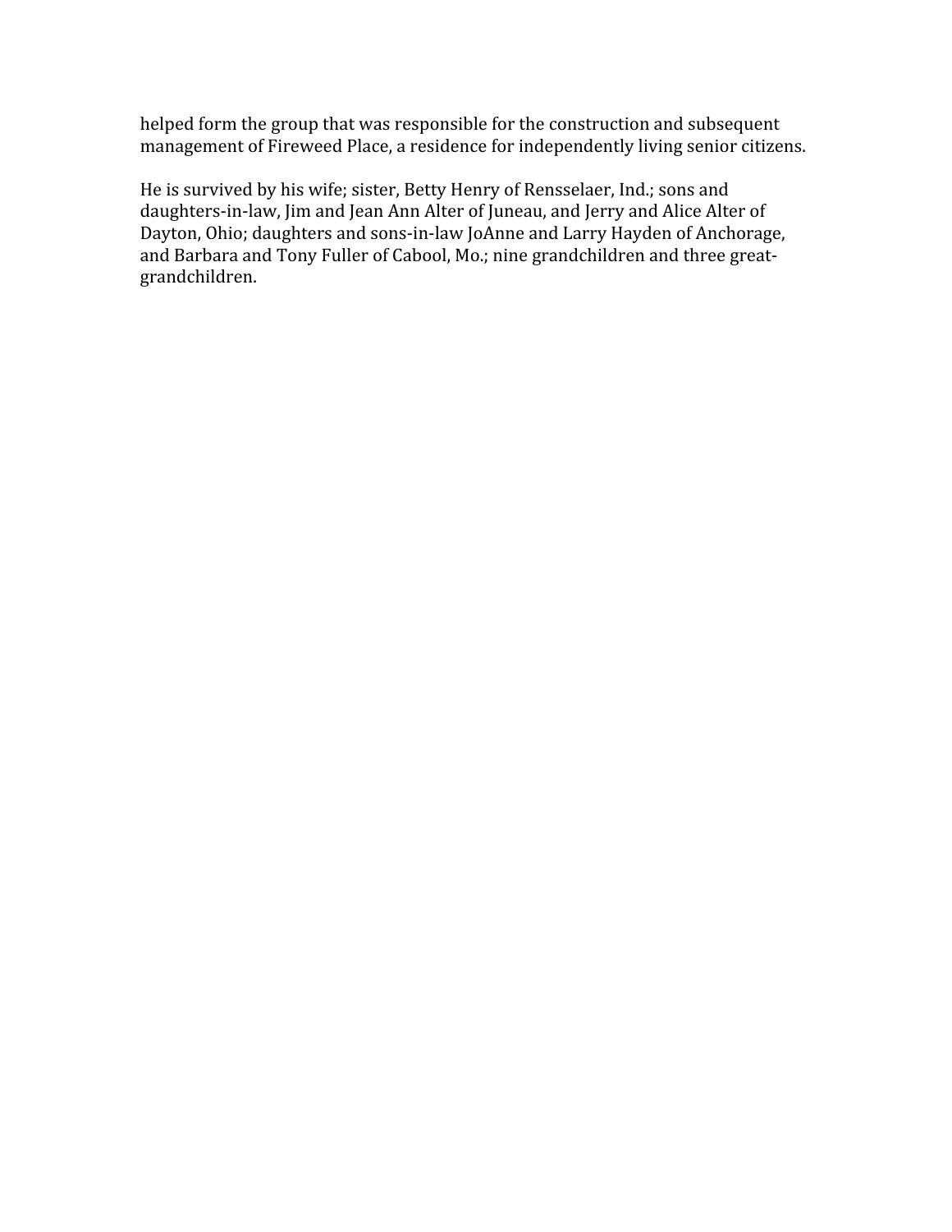helped form the group that was responsible for the construction and subsequent management of Fireweed Place, a residence for independently living senior citizens.

He is survived by his wife; sister, Betty Henry of Rensselaer, Ind.; sons and daughters-in-law, Jim and Jean Ann Alter of Juneau, and Jerry and Alice Alter of Dayton, Ohio; daughters and sons-in-law JoAnne and Larry Hayden of Anchorage, and Barbara and Tony Fuller of Cabool, Mo.; nine grandchildren and three great-grandchildren.